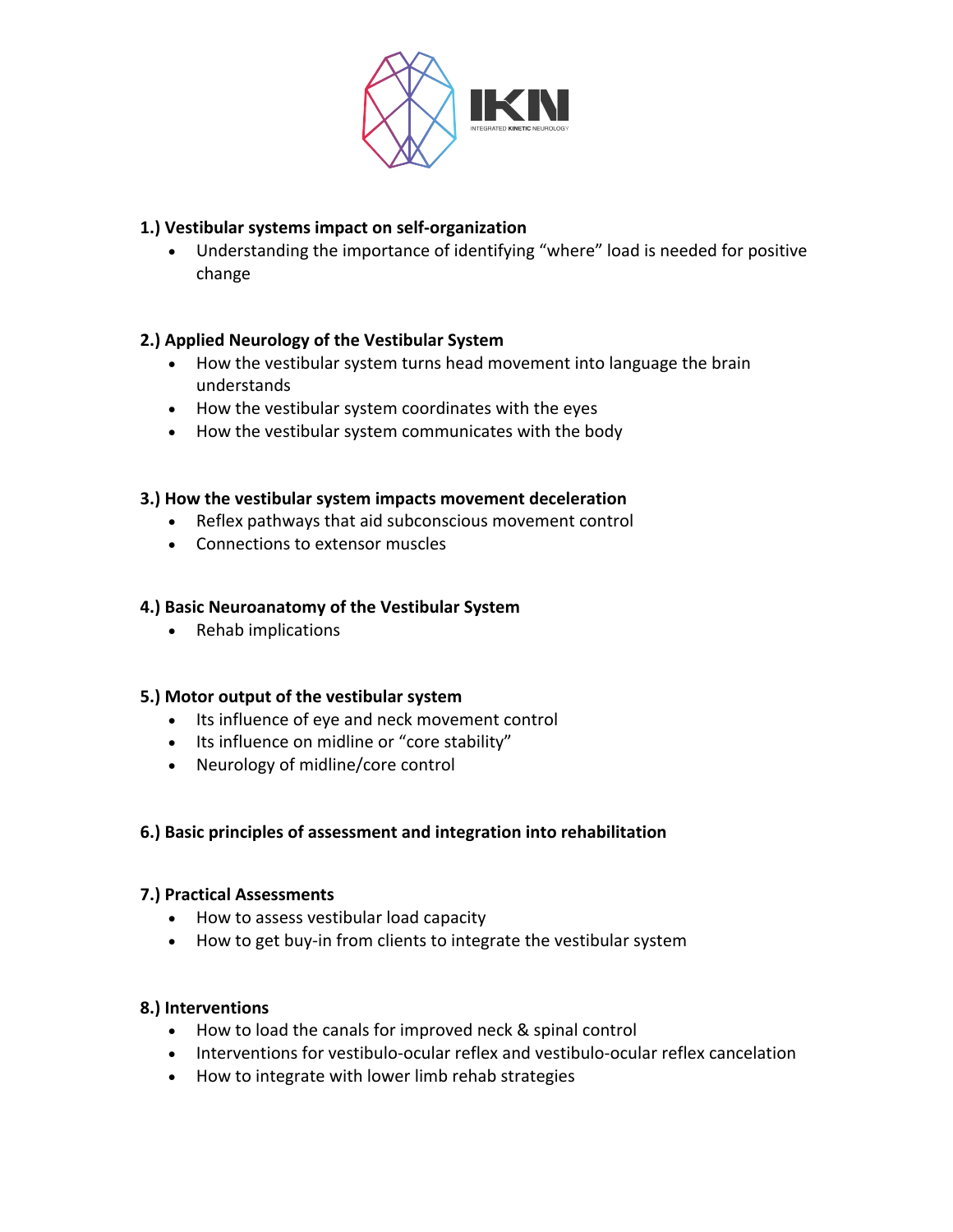IKN

INTEGRATED KINETIC NEUROLOGY

**1.) Vestibular systems impact on self-organization**

- Understanding the importance of identifying "where" load is needed for positive change

**2.) Applied Neurology of the Vestibular System**

- How the vestibular system turns head movement into language the brain understands
- How the vestibular system coordinates with the eyes
- How the vestibular system communicates with the body

**3.) How the vestibular system impacts movement deceleration**

- Reflex pathways that aid subconscious movement control
- Connections to extensor muscles

**4.) Basic Neuroanatomy of the Vestibular System**

- Rehab implications

**5.) Motor output of the vestibular system**

- Its influence of eye and neck movement control
- Its influence on midline or "core stability"
- Neurology of midline/core control

**6.) Basic principles of assessment and integration into rehabilitation**

**7.) Practical Assessments**

- How to assess vestibular load capacity
- How to get buy-in from clients to integrate the vestibular system

**8.) Interventions**

- How to load the canals for improved neck & spinal control
- Interventions for vestibulo-ocular reflex and vestibulo-ocular reflex cancelation
- How to integrate with lower limb rehab strategies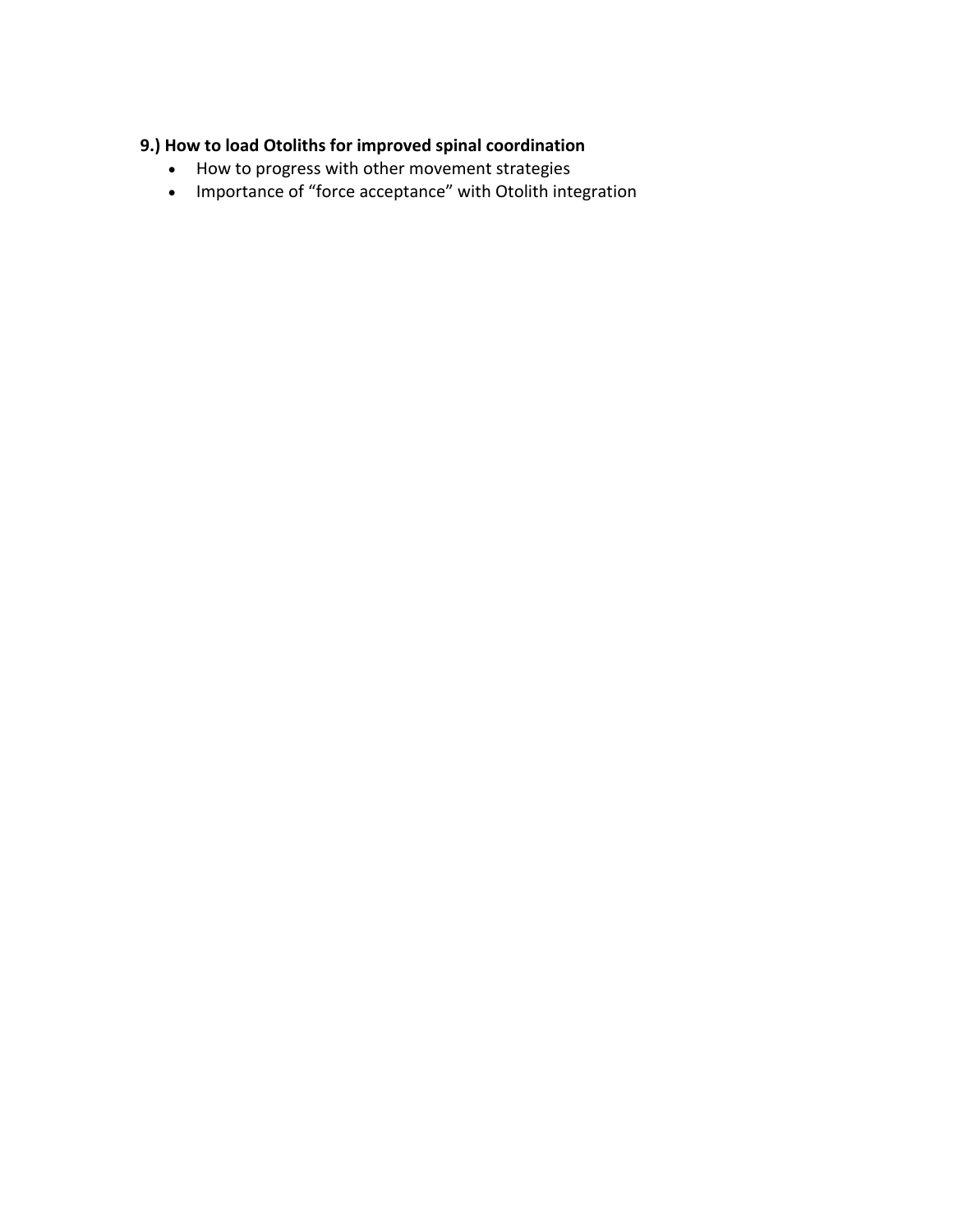**9.) How to load Otoliths for improved spinal coordination**

- How to progress with other movement strategies
- Importance of “force acceptance” with Otolith integration